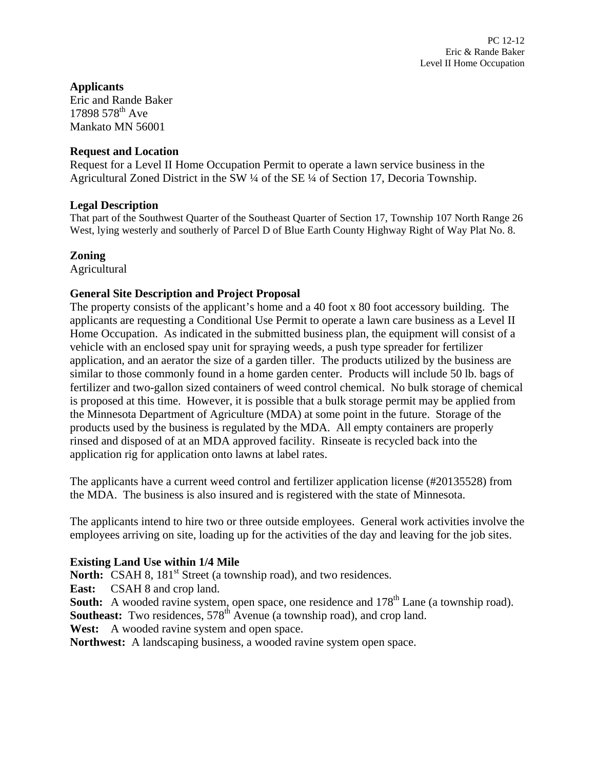PC 12-12
Eric & Rande Baker
Level II Home Occupation

**Applicants**
Eric and Rande Baker
17898 578th Ave
Mankato MN 56001

**Request and Location**
Request for a Level II Home Occupation Permit to operate a lawn service business in the Agricultural Zoned District in the SW ¼ of the SE ¼ of Section 17, Decoria Township.

**Legal Description**
That part of the Southwest Quarter of the Southeast Quarter of Section 17, Township 107 North Range 26 West, lying westerly and southerly of Parcel D of Blue Earth County Highway Right of Way Plat No. 8.

**Zoning**
Agricultural

**General Site Description and Project Proposal**
The property consists of the applicant's home and a 40 foot x 80 foot accessory building. The applicants are requesting a Conditional Use Permit to operate a lawn care business as a Level II Home Occupation. As indicated in the submitted business plan, the equipment will consist of a vehicle with an enclosed spay unit for spraying weeds, a push type spreader for fertilizer application, and an aerator the size of a garden tiller. The products utilized by the business are similar to those commonly found in a home garden center. Products will include 50 lb. bags of fertilizer and two-gallon sized containers of weed control chemical. No bulk storage of chemical is proposed at this time. However, it is possible that a bulk storage permit may be applied from the Minnesota Department of Agriculture (MDA) at some point in the future. Storage of the products used by the business is regulated by the MDA. All empty containers are properly rinsed and disposed of at an MDA approved facility. Rinseate is recycled back into the application rig for application onto lawns at label rates.

The applicants have a current weed control and fertilizer application license (#20135528) from the MDA. The business is also insured and is registered with the state of Minnesota.

The applicants intend to hire two or three outside employees. General work activities involve the employees arriving on site, loading up for the activities of the day and leaving for the job sites.

**Existing Land Use within 1/4 Mile**
**North:** CSAH 8, 181st Street (a township road), and two residences.
**East:** CSAH 8 and crop land.
**South:** A wooded ravine system, open space, one residence and 178th Lane (a township road).
**Southeast:** Two residences, 578th Avenue (a township road), and crop land.
**West:** A wooded ravine system and open space.
**Northwest:** A landscaping business, a wooded ravine system open space.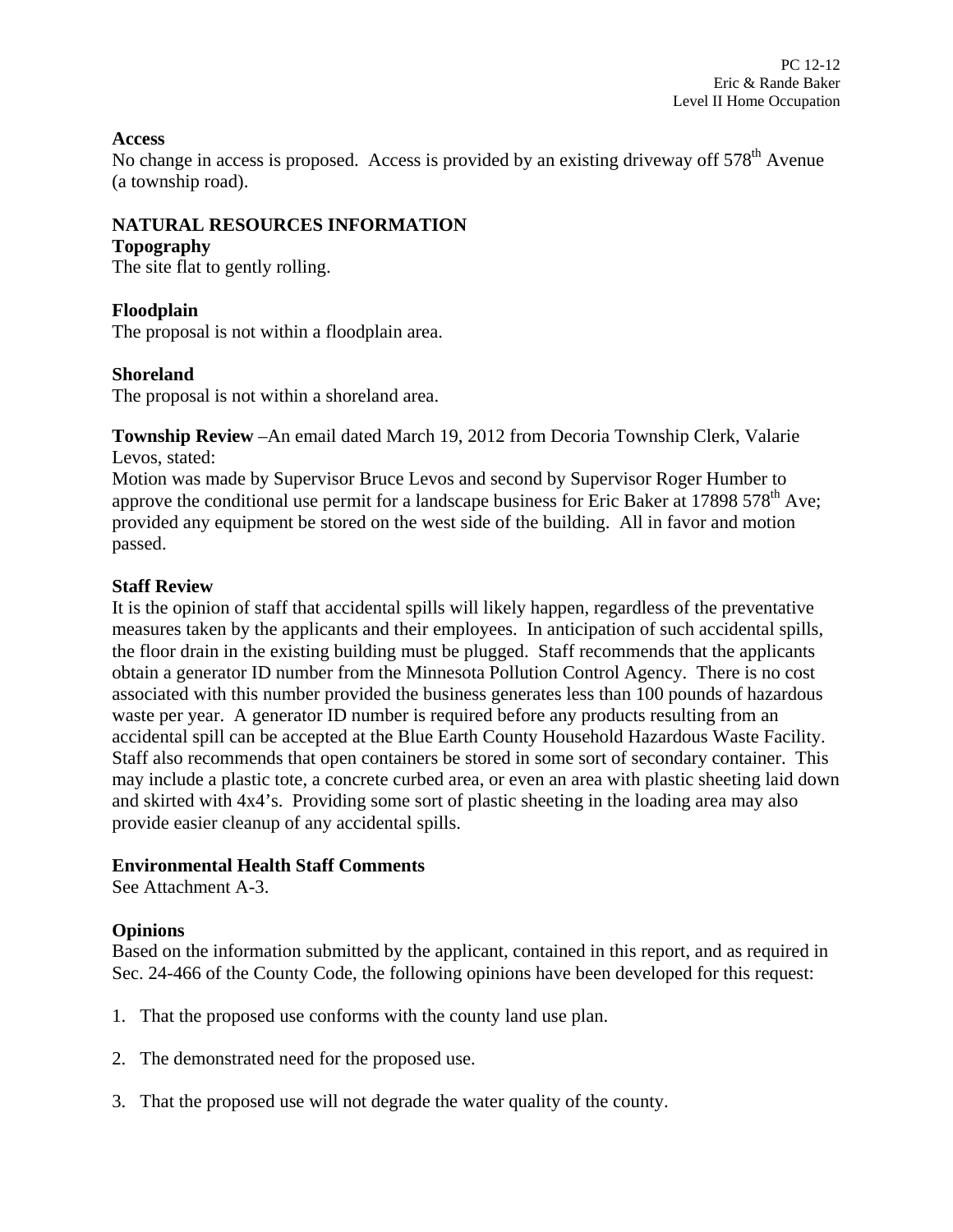**Access**

No change in access is proposed. Access is provided by an existing driveway off 578th Avenue (a township road).

**NATURAL RESOURCES INFORMATION**

**Topography**

The site flat to gently rolling.

**Floodplain**

The proposal is not within a floodplain area.

**Shoreland**

The proposal is not within a shoreland area.

**Township Review** –An email dated March 19, 2012 from Decoria Township Clerk, Valarie Levos, stated:

Motion was made by Supervisor Bruce Levos and second by Supervisor Roger Humber to approve the conditional use permit for a landscape business for Eric Baker at 17898 578th Ave; provided any equipment be stored on the west side of the building. All in favor and motion passed.

**Staff Review**

It is the opinion of staff that accidental spills will likely happen, regardless of the preventative measures taken by the applicants and their employees. In anticipation of such accidental spills, the floor drain in the existing building must be plugged. Staff recommends that the applicants obtain a generator ID number from the Minnesota Pollution Control Agency. There is no cost associated with this number provided the business generates less than 100 pounds of hazardous waste per year. A generator ID number is required before any products resulting from an accidental spill can be accepted at the Blue Earth County Household Hazardous Waste Facility. Staff also recommends that open containers be stored in some sort of secondary container. This may include a plastic tote, a concrete curbed area, or even an area with plastic sheeting laid down and skirted with 4x4's. Providing some sort of plastic sheeting in the loading area may also provide easier cleanup of any accidental spills.

**Environmental Health Staff Comments**

See Attachment A-3.

**Opinions**

Based on the information submitted by the applicant, contained in this report, and as required in Sec. 24-466 of the County Code, the following opinions have been developed for this request:

1. That the proposed use conforms with the county land use plan.

2. The demonstrated need for the proposed use.

3. That the proposed use will not degrade the water quality of the county.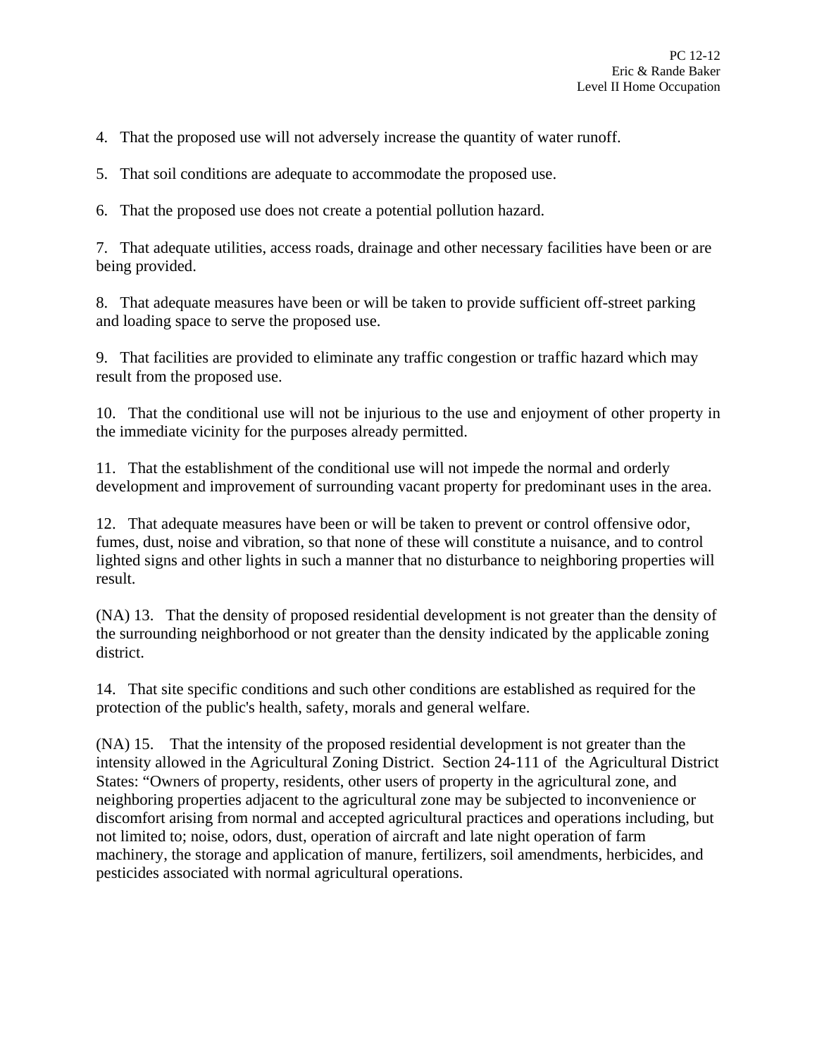4. That the proposed use will not adversely increase the quantity of water runoff.

5. That soil conditions are adequate to accommodate the proposed use.

6. That the proposed use does not create a potential pollution hazard.

7. That adequate utilities, access roads, drainage and other necessary facilities have been or are being provided.

8. That adequate measures have been or will be taken to provide sufficient off-street parking and loading space to serve the proposed use.

9. That facilities are provided to eliminate any traffic congestion or traffic hazard which may result from the proposed use.

10. That the conditional use will not be injurious to the use and enjoyment of other property in the immediate vicinity for the purposes already permitted.

11. That the establishment of the conditional use will not impede the normal and orderly development and improvement of surrounding vacant property for predominant uses in the area.

12. That adequate measures have been or will be taken to prevent or control offensive odor, fumes, dust, noise and vibration, so that none of these will constitute a nuisance, and to control lighted signs and other lights in such a manner that no disturbance to neighboring properties will result.

(NA) 13. That the density of proposed residential development is not greater than the density of the surrounding neighborhood or not greater than the density indicated by the applicable zoning district.

14. That site specific conditions and such other conditions are established as required for the protection of the public's health, safety, morals and general welfare.

(NA) 15. That the intensity of the proposed residential development is not greater than the intensity allowed in the Agricultural Zoning District. Section 24-111 of the Agricultural District States: "Owners of property, residents, other users of property in the agricultural zone, and neighboring properties adjacent to the agricultural zone may be subjected to inconvenience or discomfort arising from normal and accepted agricultural practices and operations including, but not limited to; noise, odors, dust, operation of aircraft and late night operation of farm machinery, the storage and application of manure, fertilizers, soil amendments, herbicides, and pesticides associated with normal agricultural operations.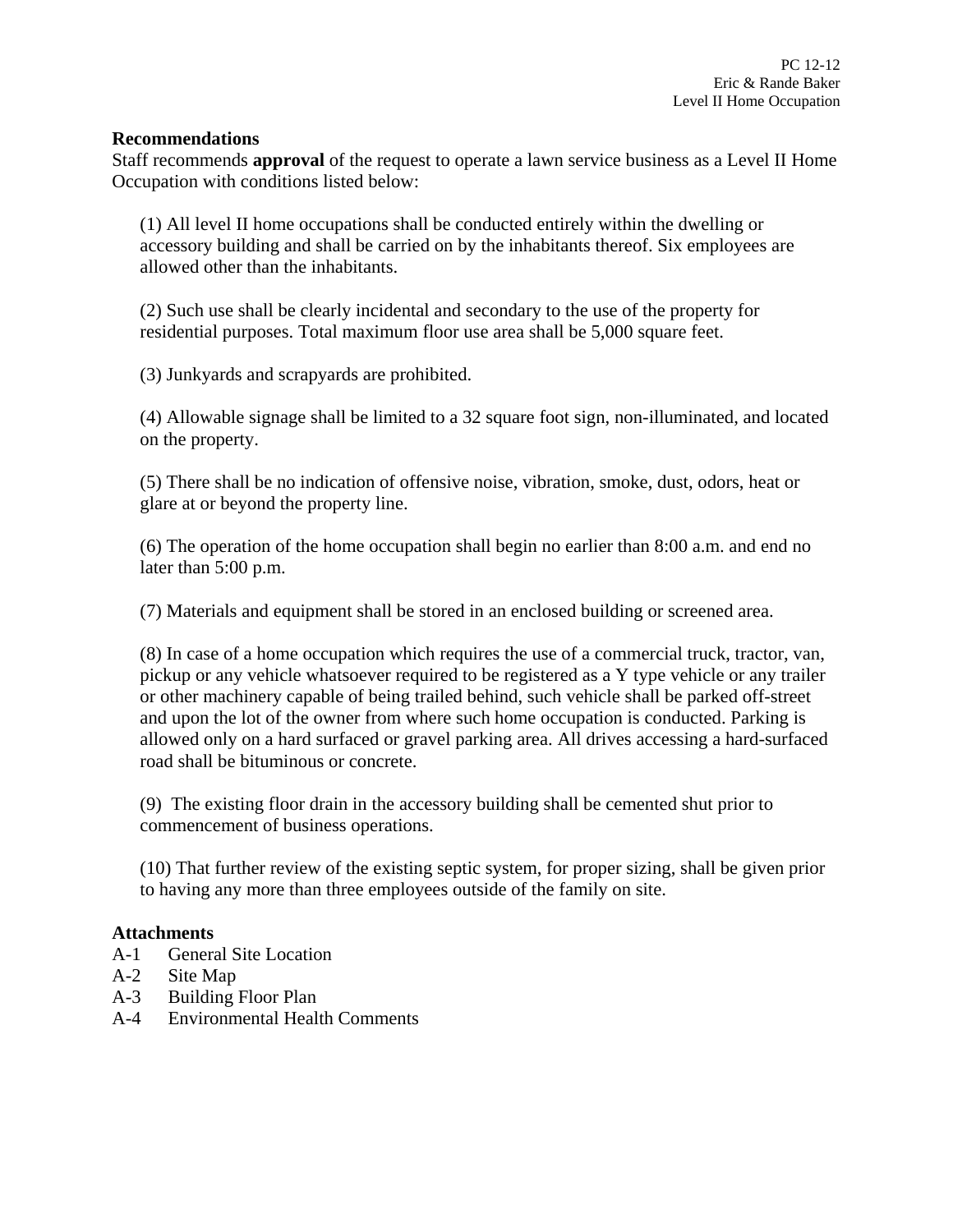**Recommendations**

Staff recommends **approval** of the request to operate a lawn service business as a Level II Home Occupation with conditions listed below:

(1) All level II home occupations shall be conducted entirely within the dwelling or accessory building and shall be carried on by the inhabitants thereof. Six employees are allowed other than the inhabitants.

(2) Such use shall be clearly incidental and secondary to the use of the property for residential purposes. Total maximum floor use area shall be 5,000 square feet.

(3) Junkyards and scrapyards are prohibited.

(4) Allowable signage shall be limited to a 32 square foot sign, non-illuminated, and located on the property.

(5) There shall be no indication of offensive noise, vibration, smoke, dust, odors, heat or glare at or beyond the property line.

(6) The operation of the home occupation shall begin no earlier than 8:00 a.m. and end no later than 5:00 p.m.

(7) Materials and equipment shall be stored in an enclosed building or screened area.

(8) In case of a home occupation which requires the use of a commercial truck, tractor, van, pickup or any vehicle whatsoever required to be registered as a Y type vehicle or any trailer or other machinery capable of being trailed behind, such vehicle shall be parked off-street and upon the lot of the owner from where such home occupation is conducted. Parking is allowed only on a hard surfaced or gravel parking area. All drives accessing a hard-surfaced road shall be bituminous or concrete.

(9) The existing floor drain in the accessory building shall be cemented shut prior to commencement of business operations.

(10) That further review of the existing septic system, for proper sizing, shall be given prior to having any more than three employees outside of the family on site.

**Attachments**

A-1 General Site Location
A-2 Site Map
A-3 Building Floor Plan
A-4 Environmental Health Comments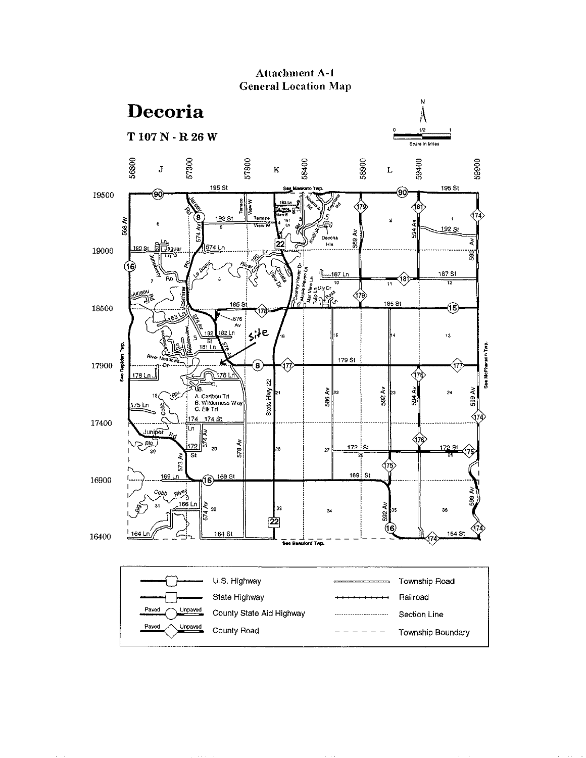# Attachment A-1
## General Location Map

**Decoria**

**T 107 N - R 26 W**

| Symbol | Description |
|---|---|
| U.S. Highway | U.S. Highway |
| State Highway | State Highway |
| Paved / Unpaved | County State Aid Highway |
| Paved / Unpaved | County Road |
| Township Road | Township Road |
| Railroad | Railroad |
| Section Line | Section Line |
| Township Boundary | Township Boundary |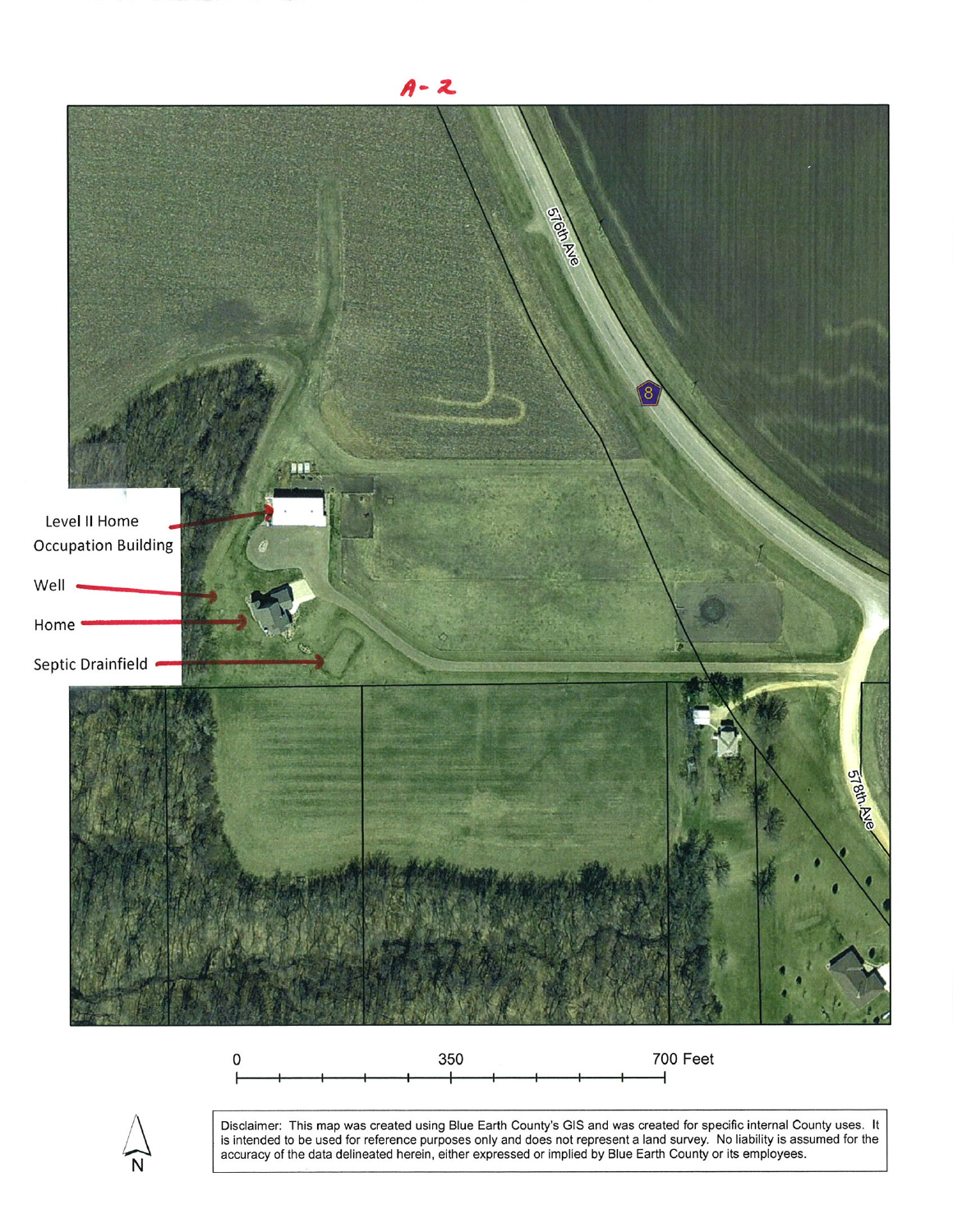A-2

Level II Home Occupation Building

Well

Home

Septic Drainfield

576th Ave

8

578th Ave

0 350 700 Feet

N

Disclaimer: This map was created using Blue Earth County's GIS and was created for specific internal County uses. It is intended to be used for reference purposes only and does not represent a land survey. No liability is assumed for the accuracy of the data delineated herein, either expressed or implied by Blue Earth County or its employees.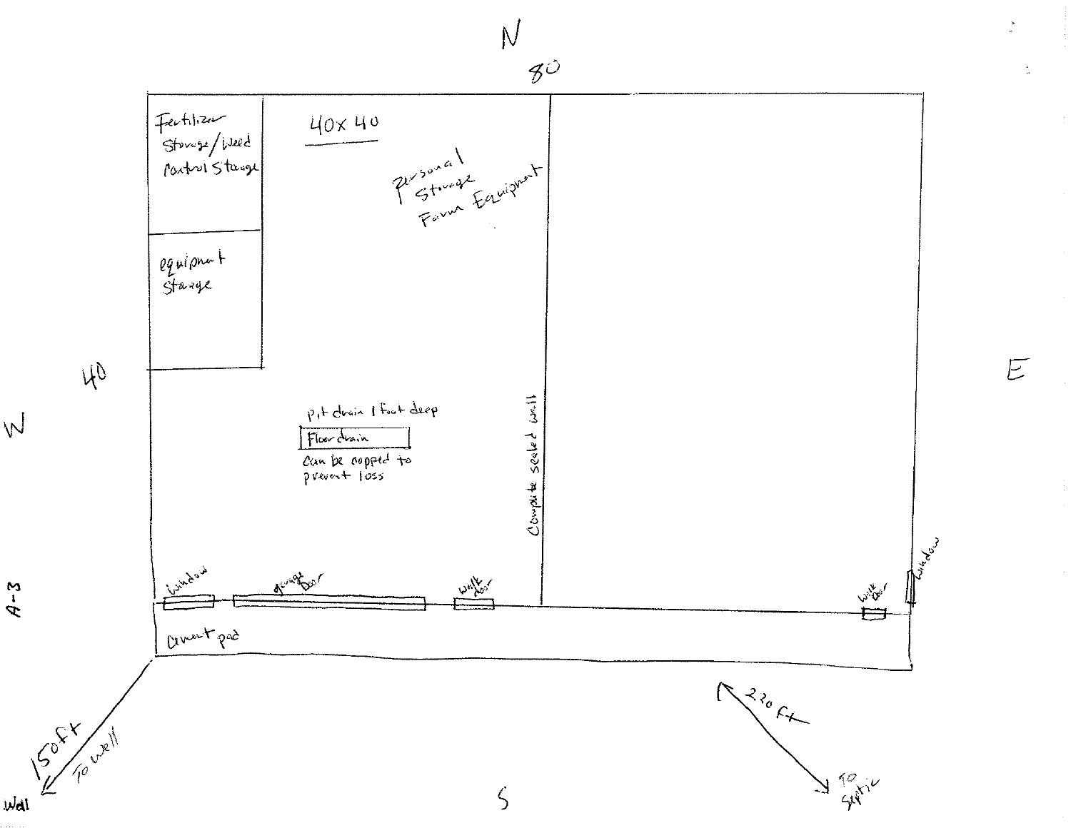N

80

Fertilizer Storage/Weed Control Storage

40x40

Personal Storage Farm Equipment

equipment Storage

40

W

E

pit drain 1 foot deep

Floor drain

Can be capped to prevent loss

Complete sealed wall

A-3

Window

garage Door

Walk door

Walk Door

Window

Cement pad

150ft To well

Well

S

220 ft

To Septic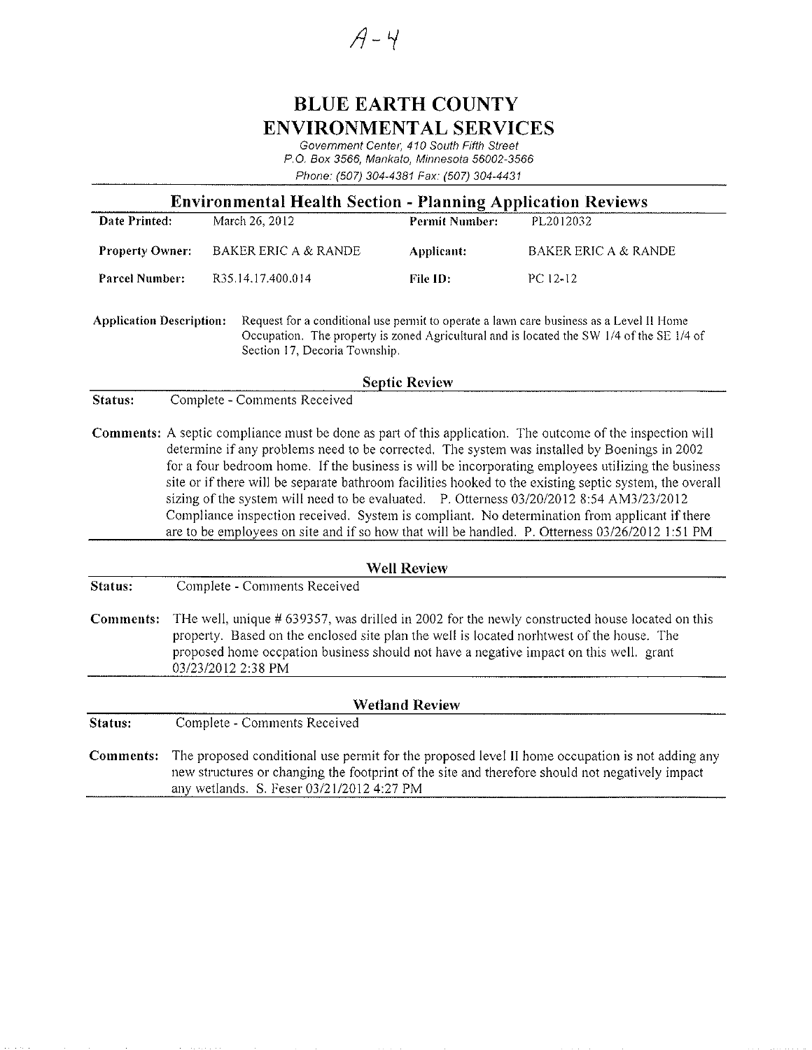A-4

# BLUE EARTH COUNTY
# ENVIRONMENTAL SERVICES

*Government Center, 410 South Fifth Street*
*P.O. Box 3566, Mankato, Minnesota 56002-3566*
*Phone: (507) 304-4381 Fax: (507) 304-4431*

## Environmental Health Section - Planning Application Reviews

| | | | |
|---|---|---|---|
| **Date Printed:** | March 26, 2012 | **Permit Number:** | PL2012032 |
| **Property Owner:** | BAKER ERIC A & RANDE | **Applicant:** | BAKER ERIC A & RANDE |
| **Parcel Number:** | R35.14.17.400.014 | **File ID:** | PC 12-12 |

**Application Description:** Request for a conditional use permit to operate a lawn care business as a Level II Home Occupation. The property is zoned Agricultural and is located the SW 1/4 of the SE 1/4 of Section 17, Decoria Township.

### Septic Review

**Status:** Complete - Comments Received

**Comments:** A septic compliance must be done as part of this application. The outcome of the inspection will determine if any problems need to be corrected. The system was installed by Boenings in 2002 for a four bedroom home. If the business is will be incorporating employees utilizing the business site or if there will be separate bathroom facilities hooked to the existing septic system, the overall sizing of the system will need to be evaluated. P. Otterness 03/20/2012 8:54 AM3/23/2012 Compliance inspection received. System is compliant. No determination from applicant if there are to be employees on site and if so how that will be handled. P. Otterness 03/26/2012 1:51 PM

### Well Review

**Status:** Complete - Comments Received

**Comments:** THe well, unique # 639357, was drilled in 2002 for the newly constructed house located on this property. Based on the enclosed site plan the well is located norhtwest of the house. The proposed home occpation business should not have a negative impact on this well. grant 03/23/2012 2:38 PM

### Wetland Review

**Status:** Complete - Comments Received

**Comments:** The proposed conditional use permit for the proposed level II home occupation is not adding any new structures or changing the footprint of the site and therefore should not negatively impact any wetlands. S. Feser 03/21/2012 4:27 PM